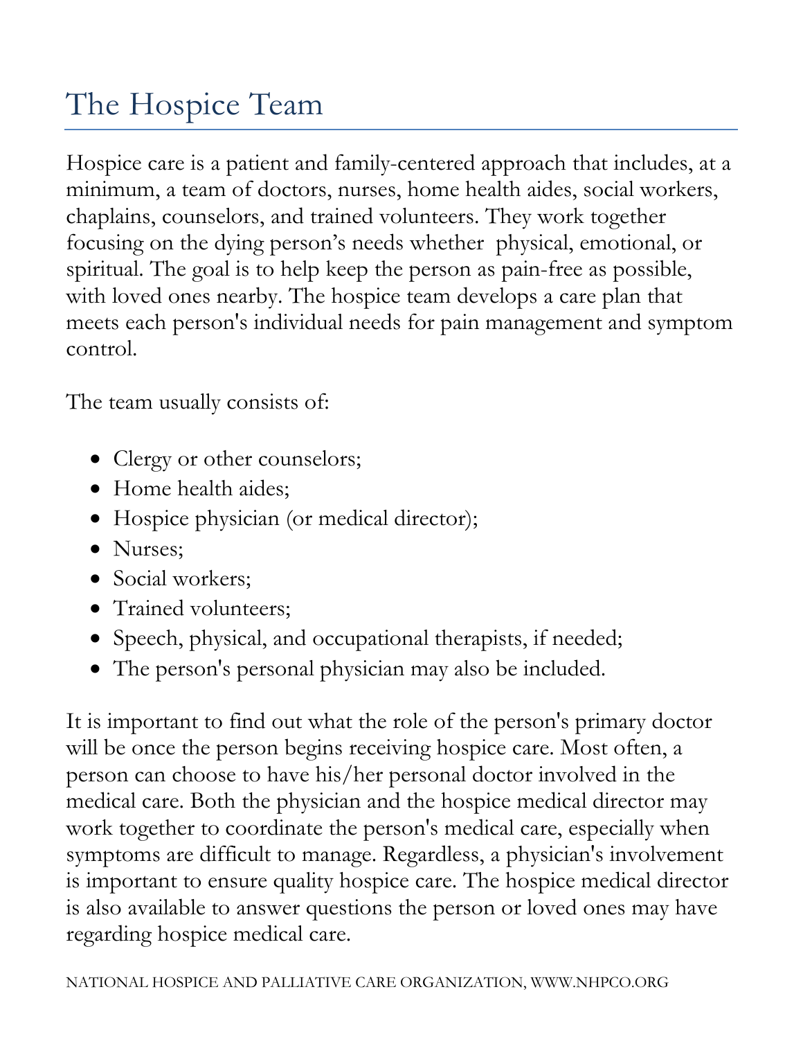# The Hospice Team

Hospice care is a patient and family-centered approach that includes, at a minimum, a team of doctors, nurses, home health aides, social workers, chaplains, counselors, and trained volunteers. They work together focusing on the dying person's needs whether physical, emotional, or spiritual. The goal is to help keep the person as pain-free as possible, with loved ones nearby. The hospice team develops a care plan that meets each person's individual needs for pain management and symptom control.

The team usually consists of:

- Clergy or other counselors;
- Home health aides;
- Hospice physician (or medical director);
- Nurses;
- Social workers;
- Trained volunteers;
- Speech, physical, and occupational therapists, if needed;
- The person's personal physician may also be included.

It is important to find out what the role of the person's primary doctor will be once the person begins receiving hospice care. Most often, a person can choose to have his/her personal doctor involved in the medical care. Both the physician and the hospice medical director may work together to coordinate the person's medical care, especially when symptoms are difficult to manage. Regardless, a physician's involvement is important to ensure quality hospice care. The hospice medical director is also available to answer questions the person or loved ones may have regarding hospice medical care.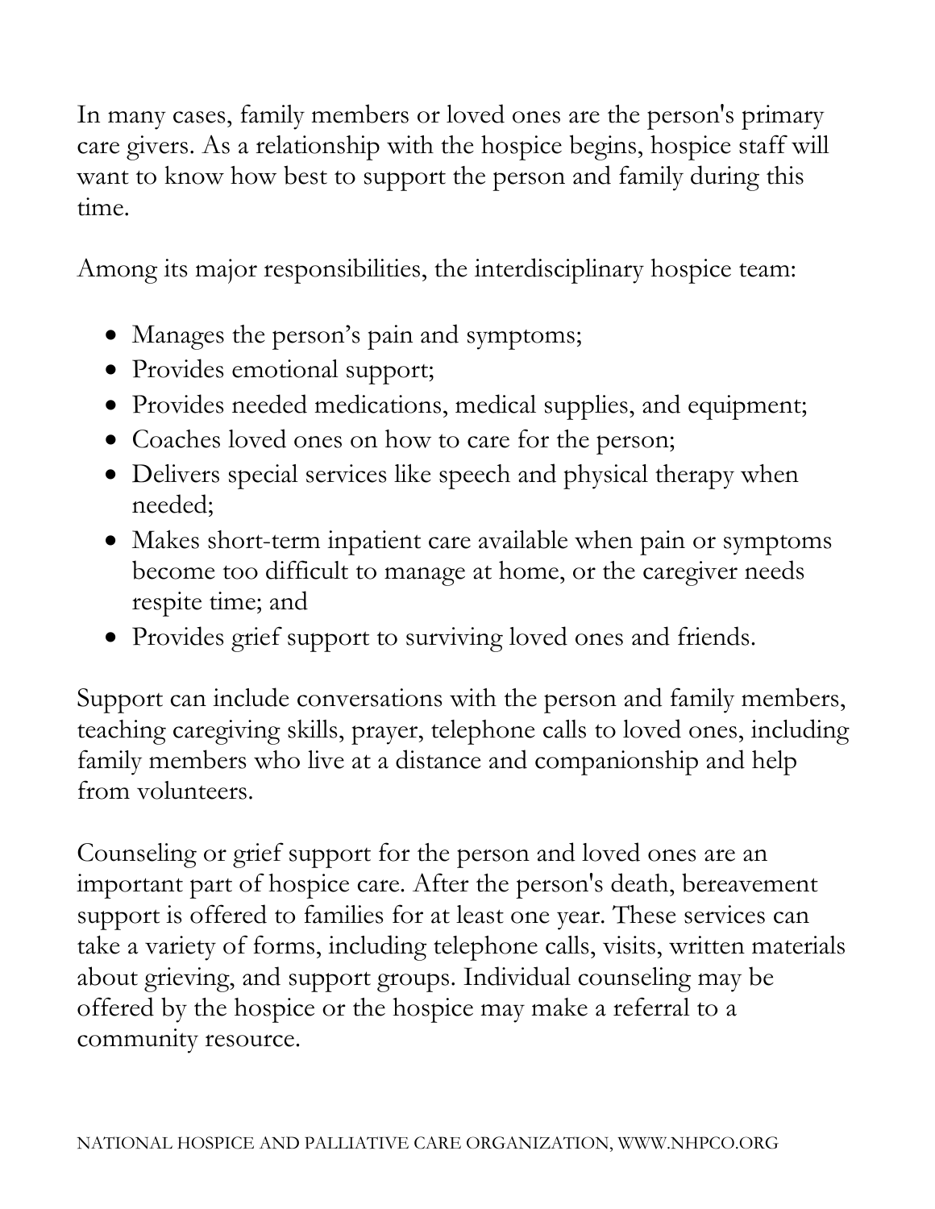In many cases, family members or loved ones are the person's primary care givers. As a relationship with the hospice begins, hospice staff will want to know how best to support the person and family during this time.

Among its major responsibilities, the interdisciplinary hospice team:

- Manages the person's pain and symptoms;
- Provides emotional support;
- Provides needed medications, medical supplies, and equipment;
- Coaches loved ones on how to care for the person;
- Delivers special services like speech and physical therapy when needed;
- Makes short-term inpatient care available when pain or symptoms become too difficult to manage at home, or the caregiver needs respite time; and
- Provides grief support to surviving loved ones and friends.

Support can include conversations with the person and family members, teaching caregiving skills, prayer, telephone calls to loved ones, including family members who live at a distance and companionship and help from volunteers.

Counseling or grief support for the person and loved ones are an important part of hospice care. After the person's death, bereavement support is offered to families for at least one year. These services can take a variety of forms, including telephone calls, visits, written materials about grieving, and support groups. Individual counseling may be offered by the hospice or the hospice may make a referral to a community resource.